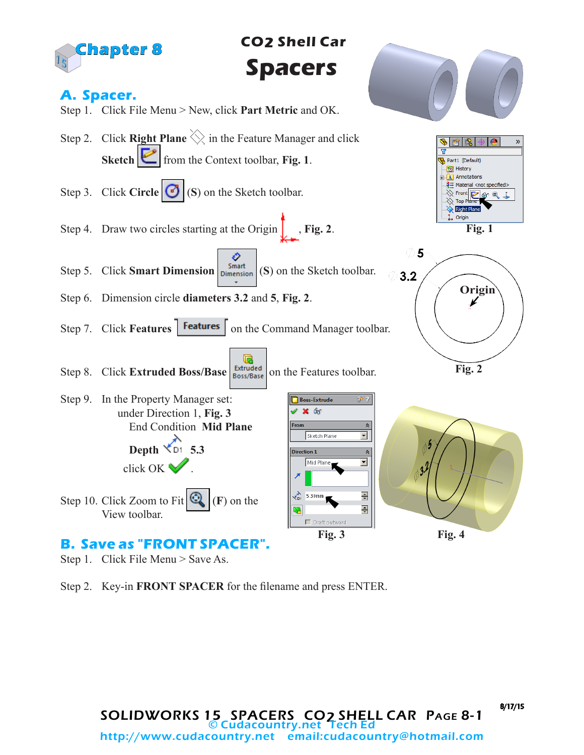# Chapter 8

## CO2 Shell Car
# Spacers

## A. Spacer.

Step 1. Click File Menu > New, click **Part Metric** and OK.

Step 2. Click **Right Plane** in the Feature Manager and click **Sketch** from the Context toolbar, **Fig. 1**.

Step 3. Click **Circle** (**S**) on the Sketch toolbar.

Step 4. Draw two circles starting at the Origin, **Fig. 2**.

Step 5. Click **Smart Dimension** (**S**) on the Sketch toolbar.

Step 6. Dimension circle **diameters 3.2** and **5**, **Fig. 2**.

Step 7. Click **Features** on the Command Manager toolbar.

Step 8. Click **Extruded Boss/Base** on the Features toolbar.

Step 9. In the Property Manager set:
under Direction 1, **Fig. 3**
End Condition **Mid Plane**
**Depth** 5.3
click OK.

Step 10. Click Zoom to Fit (**F**) on the View toolbar.

Fig. 1

Fig. 2

Fig. 3

Fig. 4

## B. Save as "FRONT SPACER".

Step 1. Click File Menu > Save As.

Step 2. Key-in **FRONT SPACER** for the filename and press ENTER.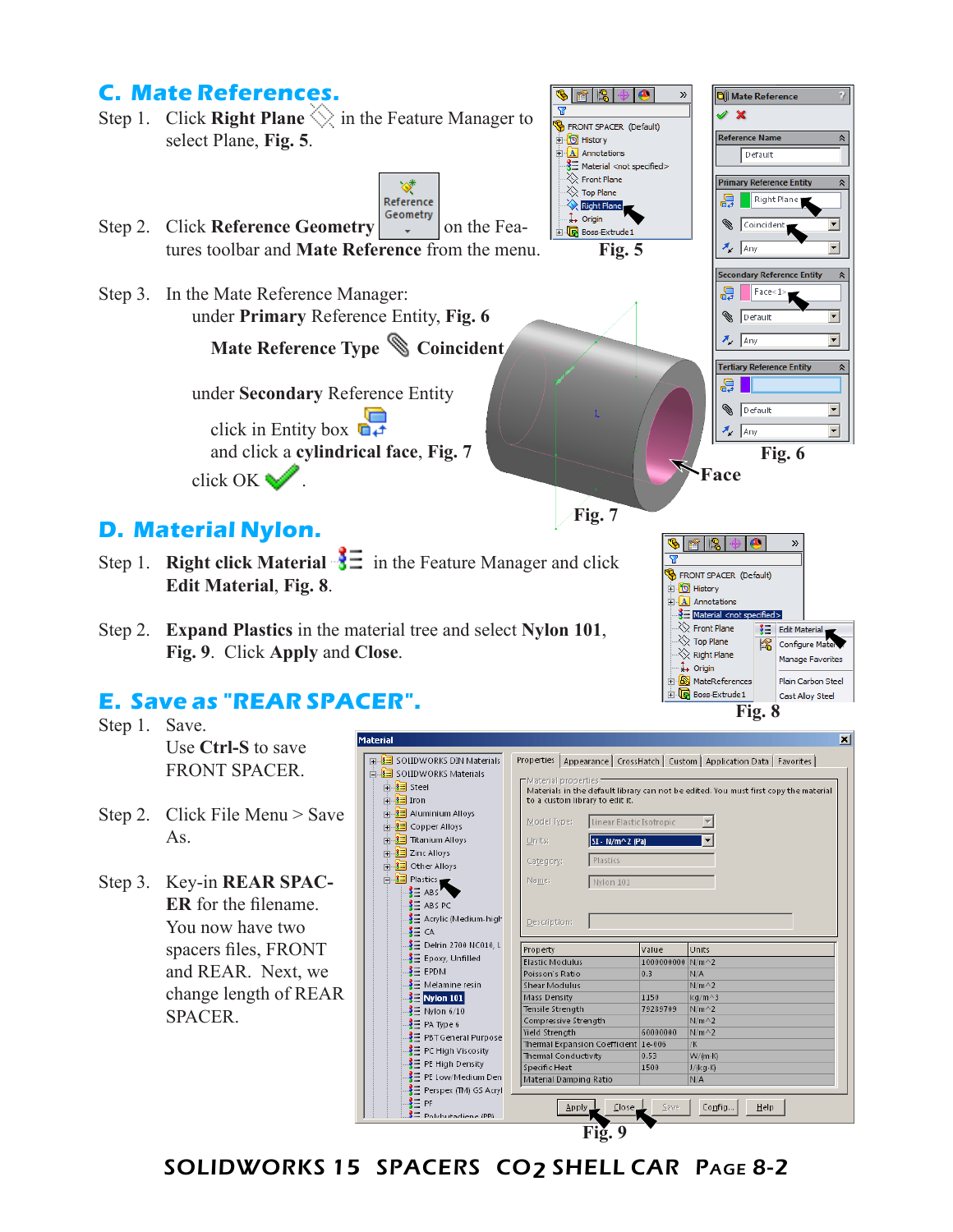## C. Mate References.

Step 1. Click **Right Plane** in the Feature Manager to select Plane, **Fig. 5**.

Step 2. Click **Reference Geometry** on the Features toolbar and **Mate Reference** from the menu.

Step 3. In the Mate Reference Manager:

under **Primary** Reference Entity, **Fig. 6**

**Mate Reference Type** **Coincident**

under **Secondary** Reference Entity

click in Entity box

and click a **cylindrical face**, **Fig. 7**

click OK.

**Fig. 5**

**Fig. 6**

Face

**Fig. 7**

## D. Material Nylon.

Step 1. **Right click Material** in the Feature Manager and click **Edit Material**, **Fig. 8**.

Step 2. **Expand Plastics** in the material tree and select **Nylon 101**, **Fig. 9**. Click **Apply** and **Close**.

**Fig. 8**

## E. Save as "REAR SPACER".

Step 1. Save.
Use **Ctrl-S** to save FRONT SPACER.

Step 2. Click File Menu > Save As.

Step 3. Key-in **REAR SPACER** for the filename. You now have two spacers files, FRONT and REAR. Next, we change length of REAR SPACER.

| Property | Value | Units |
|---|---|---|
| Elastic Modulus | 1000000000 | N/m^2 |
| Poisson's Ratio | 0.3 | N/A |
| Shear Modulus | | N/m^2 |
| Mass Density | 1150 | kg/m^3 |
| Tensile Strength | 79289709 | N/m^2 |
| Compressive Strength | | N/m^2 |
| Yield Strength | 60000000 | N/m^2 |
| Thermal Expansion Coefficient | 1e-006 | /K |
| Thermal Conductivity | 0.53 | W/(m·K) |
| Specific Heat | 1500 | J/(kg·K) |
| Material Damping Ratio | | N/A |

**Fig. 9**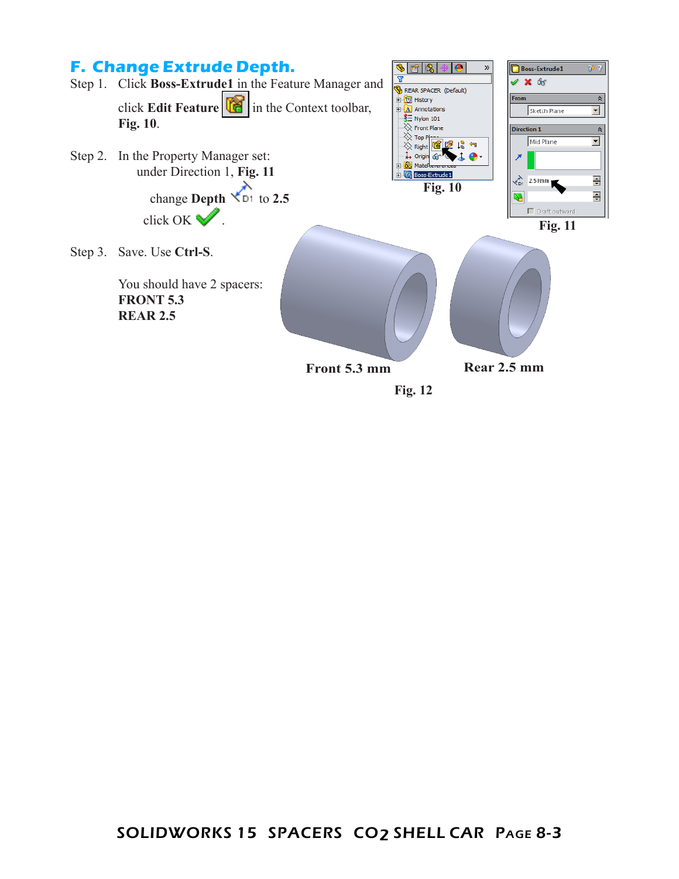## F. Change Extrude Depth.

Step 1. Click **Boss-Extrude1** in the Feature Manager and click **Edit Feature** in the Context toolbar, **Fig. 10**.

Step 2. In the Property Manager set:
under Direction 1, **Fig. 11**

change **Depth** to **2.5**

click OK.

Step 3. Save. Use **Ctrl-S**.

You should have 2 spacers:
**FRONT 5.3**
**REAR 2.5**

**Fig. 10**

**Fig. 11**

**Front 5.3 mm**

**Rear 2.5 mm**

**Fig. 12**